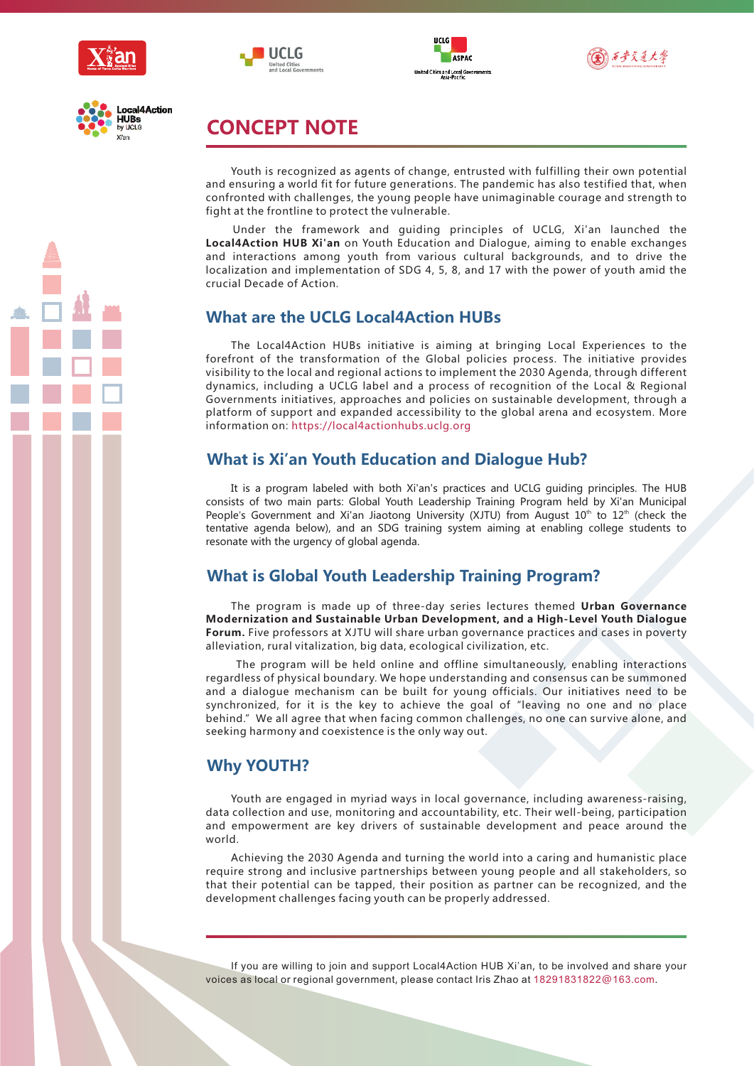# CONCEPT NOTE

Youth is recognized as agents of change, entrusted with fulfilling their own potential and ensuring a world fit for future generations. The pandemic has also testified that, when confronted with challenges, the young people have unimaginable courage and strength to fight at the frontline to protect the vulnerable.

Under the framework and guiding principles of UCLG, Xi'an launched the **Local4Action HUB Xi'an** on Youth Education and Dialogue, aiming to enable exchanges and interactions among youth from various cultural backgrounds, and to drive the localization and implementation of SDG 4, 5, 8, and 17 with the power of youth amid the crucial Decade of Action.

## What are the UCLG Local4Action HUBs

The Local4Action HUBs initiative is aiming at bringing Local Experiences to the forefront of the transformation of the Global policies process. The initiative provides visibility to the local and regional actions to implement the 2030 Agenda, through different dynamics, including a UCLG label and a process of recognition of the Local & Regional Governments initiatives, approaches and policies on sustainable development, through a platform of support and expanded accessibility to the global arena and ecosystem. More information on: https://local4actionhubs.uclg.org

## What is Xi'an Youth Education and Dialogue Hub?

It is a program labeled with both Xi'an's practices and UCLG guiding principles. The HUB consists of two main parts: Global Youth Leadership Training Program held by Xi'an Municipal People's Government and Xi'an Jiaotong University (XJTU) from August 10th to 12th (check the tentative agenda below), and an SDG training system aiming at enabling college students to resonate with the urgency of global agenda.

## What is Global Youth Leadership Training Program?

The program is made up of three-day series lectures themed **Urban Governance Modernization and Sustainable Urban Development, and a High-Level Youth Dialogue Forum.** Five professors at XJTU will share urban governance practices and cases in poverty alleviation, rural vitalization, big data, ecological civilization, etc.

The program will be held online and offline simultaneously, enabling interactions regardless of physical boundary. We hope understanding and consensus can be summoned and a dialogue mechanism can be built for young officials. Our initiatives need to be synchronized, for it is the key to achieve the goal of "leaving no one and no place behind." We all agree that when facing common challenges, no one can survive alone, and seeking harmony and coexistence is the only way out.

## Why YOUTH?

Youth are engaged in myriad ways in local governance, including awareness-raising, data collection and use, monitoring and accountability, etc. Their well-being, participation and empowerment are key drivers of sustainable development and peace around the world.

Achieving the 2030 Agenda and turning the world into a caring and humanistic place require strong and inclusive partnerships between young people and all stakeholders, so that their potential can be tapped, their position as partner can be recognized, and the development challenges facing youth can be properly addressed.

---

If you are willing to join and support Local4Action HUB Xi'an, to be involved and share your voices as local or regional government, please contact Iris Zhao at 18291831822@163.com.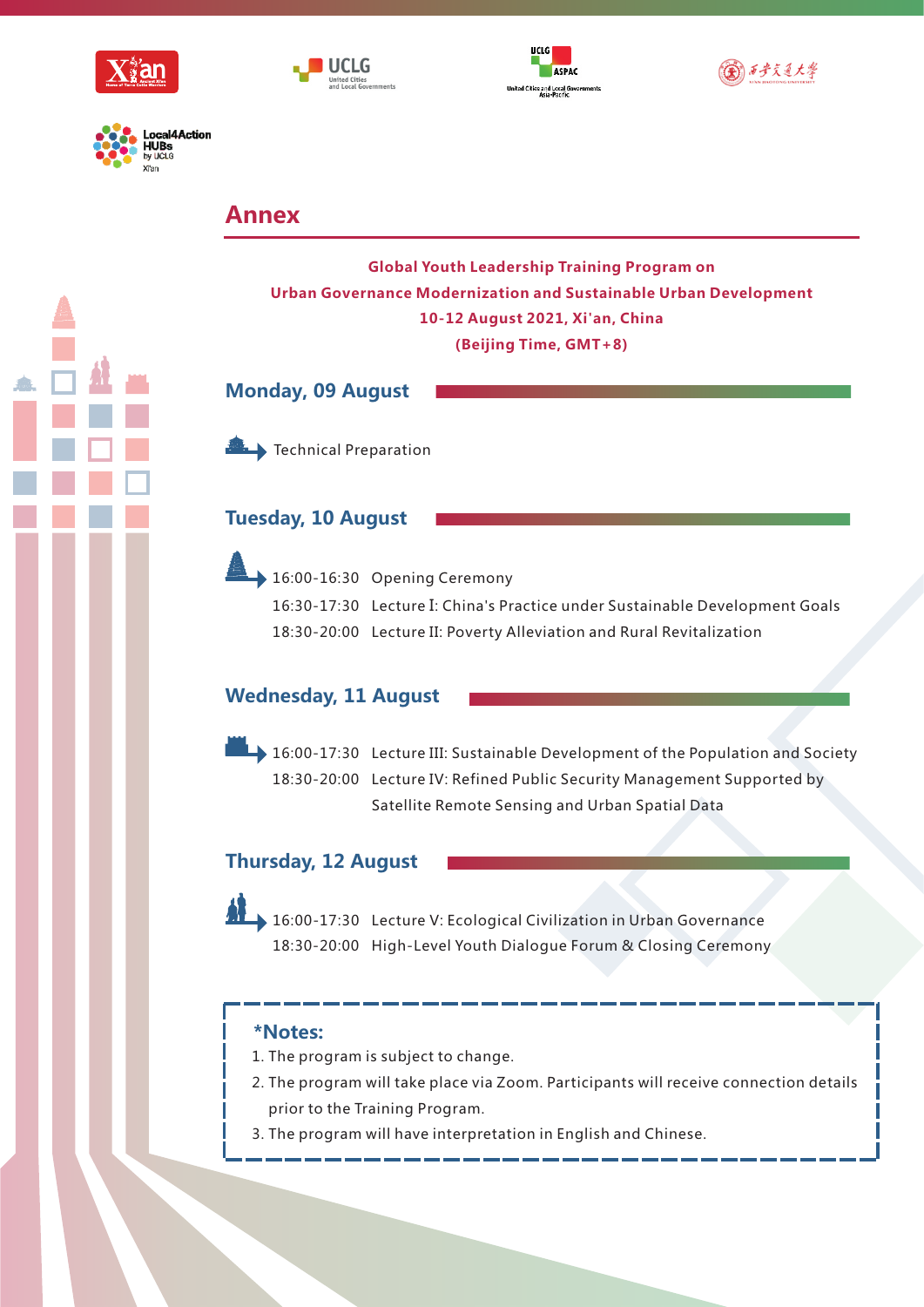# Annex

**Global Youth Leadership Training Program on**
**Urban Governance Modernization and Sustainable Urban Development**
**10-12 August 2021, Xi'an, China**
**(Beijing Time, GMT+8)**

## Monday, 09 August

Technical Preparation

## Tuesday, 10 August

16:00-16:30 Opening Ceremony
16:30-17:30 Lecture I: China's Practice under Sustainable Development Goals
18:30-20:00 Lecture II: Poverty Alleviation and Rural Revitalization

## Wednesday, 11 August

16:00-17:30 Lecture III: Sustainable Development of the Population and Society
18:30-20:00 Lecture IV: Refined Public Security Management Supported by Satellite Remote Sensing and Urban Spatial Data

## Thursday, 12 August

16:00-17:30 Lecture V: Ecological Civilization in Urban Governance
18:30-20:00 High-Level Youth Dialogue Forum & Closing Ceremony

**\*Notes:**

1. The program is subject to change.
2. The program will take place via Zoom. Participants will receive connection details prior to the Training Program.
3. The program will have interpretation in English and Chinese.